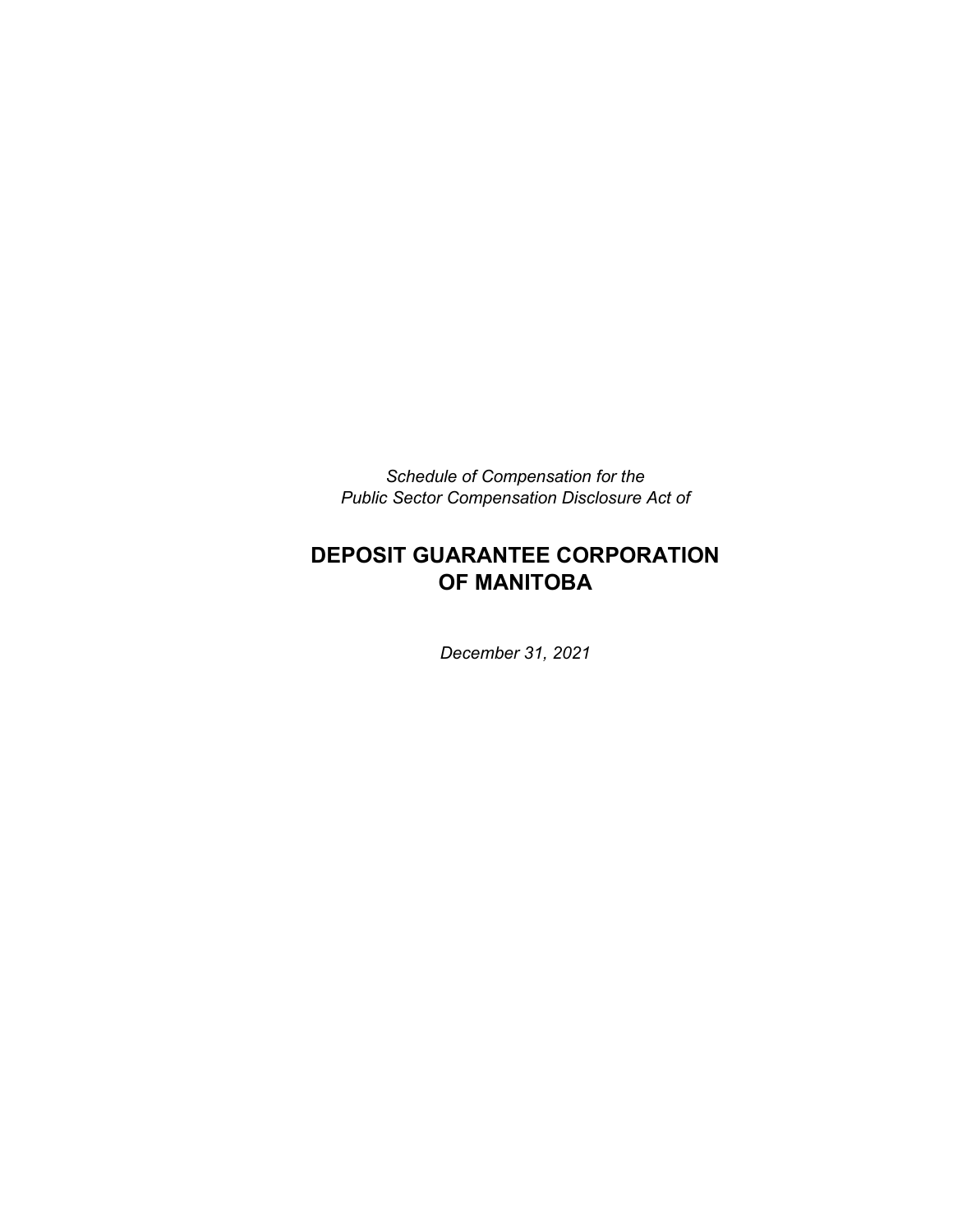*Schedule of Compensation for the*
*Public Sector Compensation Disclosure Act of*

# DEPOSIT GUARANTEE CORPORATION OF MANITOBA

*December 31, 2021*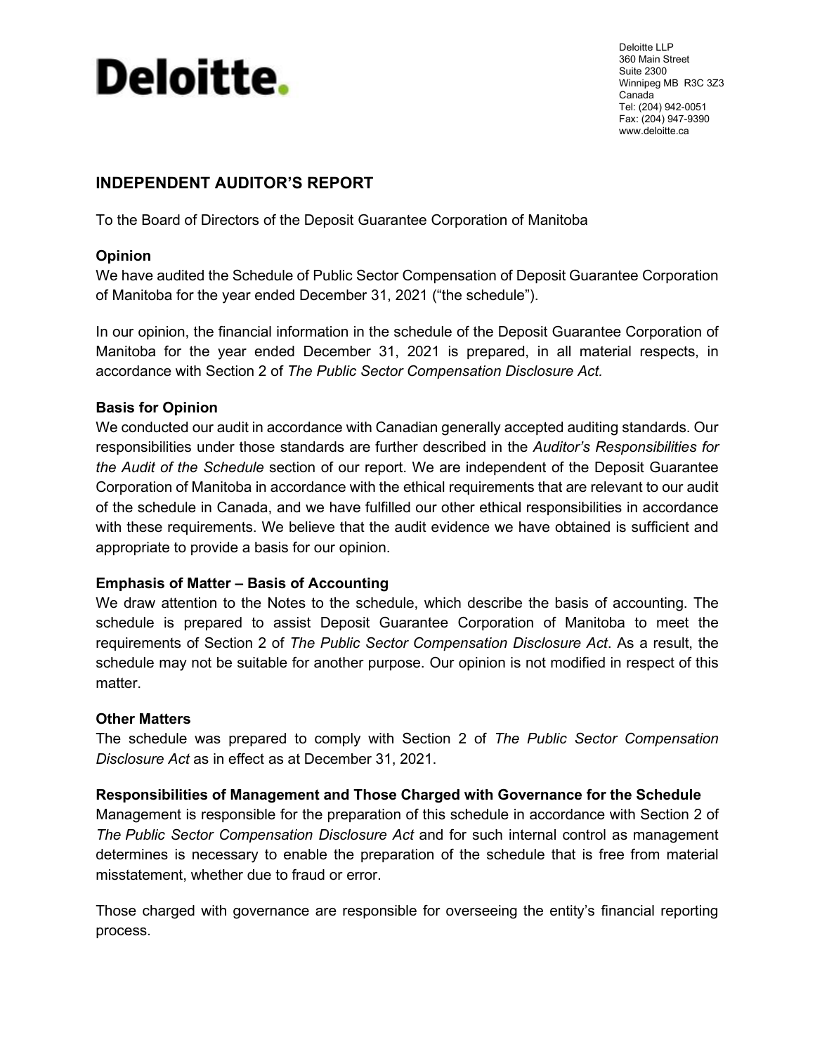# Deloitte.

Deloitte LLP
360 Main Street
Suite 2300
Winnipeg MB R3C 3Z3
Canada
Tel: (204) 942-0051
Fax: (204) 947-9390
www.deloitte.ca

## INDEPENDENT AUDITOR'S REPORT

To the Board of Directors of the Deposit Guarantee Corporation of Manitoba

### Opinion

We have audited the Schedule of Public Sector Compensation of Deposit Guarantee Corporation of Manitoba for the year ended December 31, 2021 ("the schedule").

In our opinion, the financial information in the schedule of the Deposit Guarantee Corporation of Manitoba for the year ended December 31, 2021 is prepared, in all material respects, in accordance with Section 2 of *The Public Sector Compensation Disclosure Act.*

### Basis for Opinion

We conducted our audit in accordance with Canadian generally accepted auditing standards. Our responsibilities under those standards are further described in the *Auditor's Responsibilities for the Audit of the Schedule* section of our report. We are independent of the Deposit Guarantee Corporation of Manitoba in accordance with the ethical requirements that are relevant to our audit of the schedule in Canada, and we have fulfilled our other ethical responsibilities in accordance with these requirements. We believe that the audit evidence we have obtained is sufficient and appropriate to provide a basis for our opinion.

### Emphasis of Matter – Basis of Accounting

We draw attention to the Notes to the schedule, which describe the basis of accounting. The schedule is prepared to assist Deposit Guarantee Corporation of Manitoba to meet the requirements of Section 2 of *The Public Sector Compensation Disclosure Act*. As a result, the schedule may not be suitable for another purpose. Our opinion is not modified in respect of this matter.

### Other Matters

The schedule was prepared to comply with Section 2 of *The Public Sector Compensation Disclosure Act* as in effect as at December 31, 2021.

### Responsibilities of Management and Those Charged with Governance for the Schedule

Management is responsible for the preparation of this schedule in accordance with Section 2 of *The Public Sector Compensation Disclosure Act* and for such internal control as management determines is necessary to enable the preparation of the schedule that is free from material misstatement, whether due to fraud or error.

Those charged with governance are responsible for overseeing the entity's financial reporting process.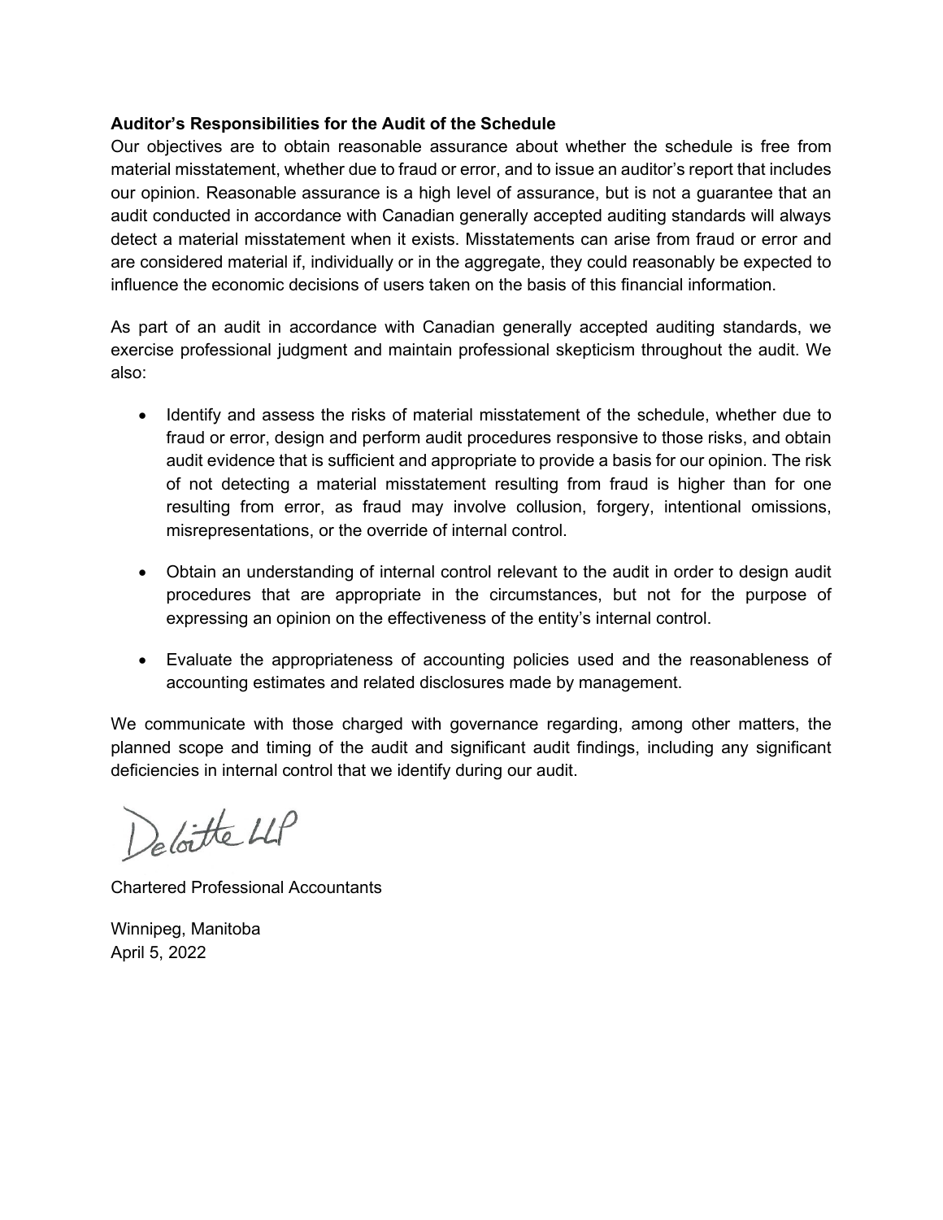**Auditor's Responsibilities for the Audit of the Schedule**

Our objectives are to obtain reasonable assurance about whether the schedule is free from material misstatement, whether due to fraud or error, and to issue an auditor's report that includes our opinion. Reasonable assurance is a high level of assurance, but is not a guarantee that an audit conducted in accordance with Canadian generally accepted auditing standards will always detect a material misstatement when it exists. Misstatements can arise from fraud or error and are considered material if, individually or in the aggregate, they could reasonably be expected to influence the economic decisions of users taken on the basis of this financial information.

As part of an audit in accordance with Canadian generally accepted auditing standards, we exercise professional judgment and maintain professional skepticism throughout the audit. We also:

- Identify and assess the risks of material misstatement of the schedule, whether due to fraud or error, design and perform audit procedures responsive to those risks, and obtain audit evidence that is sufficient and appropriate to provide a basis for our opinion. The risk of not detecting a material misstatement resulting from fraud is higher than for one resulting from error, as fraud may involve collusion, forgery, intentional omissions, misrepresentations, or the override of internal control.

- Obtain an understanding of internal control relevant to the audit in order to design audit procedures that are appropriate in the circumstances, but not for the purpose of expressing an opinion on the effectiveness of the entity's internal control.

- Evaluate the appropriateness of accounting policies used and the reasonableness of accounting estimates and related disclosures made by management.

We communicate with those charged with governance regarding, among other matters, the planned scope and timing of the audit and significant audit findings, including any significant deficiencies in internal control that we identify during our audit.

Deloitte LLP

Chartered Professional Accountants

Winnipeg, Manitoba
April 5, 2022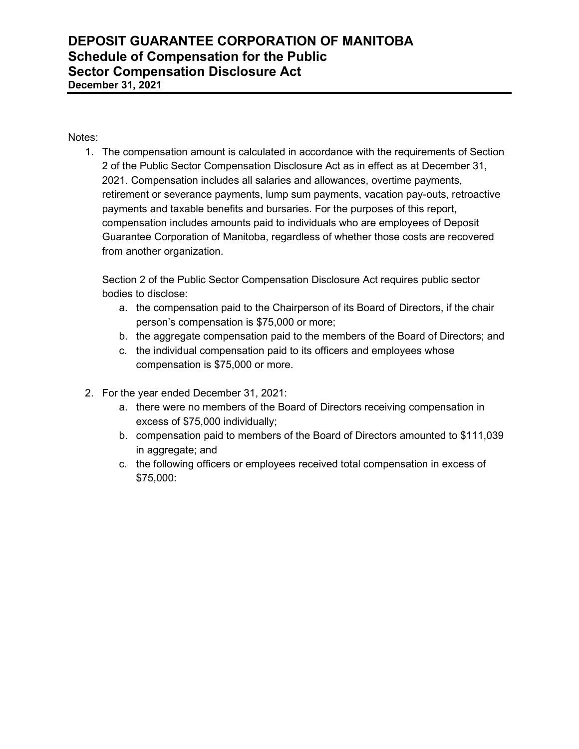# DEPOSIT GUARANTEE CORPORATION OF MANITOBA
## Schedule of Compensation for the Public Sector Compensation Disclosure Act
**December 31, 2021**

Notes:

1. The compensation amount is calculated in accordance with the requirements of Section 2 of the Public Sector Compensation Disclosure Act as in effect as at December 31, 2021. Compensation includes all salaries and allowances, overtime payments, retirement or severance payments, lump sum payments, vacation pay-outs, retroactive payments and taxable benefits and bursaries. For the purposes of this report, compensation includes amounts paid to individuals who are employees of Deposit Guarantee Corporation of Manitoba, regardless of whether those costs are recovered from another organization.

   Section 2 of the Public Sector Compensation Disclosure Act requires public sector bodies to disclose:
   a. the compensation paid to the Chairperson of its Board of Directors, if the chair person's compensation is $75,000 or more;
   b. the aggregate compensation paid to the members of the Board of Directors; and
   c. the individual compensation paid to its officers and employees whose compensation is $75,000 or more.

2. For the year ended December 31, 2021:
   a. there were no members of the Board of Directors receiving compensation in excess of $75,000 individually;
   b. compensation paid to members of the Board of Directors amounted to $111,039 in aggregate; and
   c. the following officers or employees received total compensation in excess of $75,000: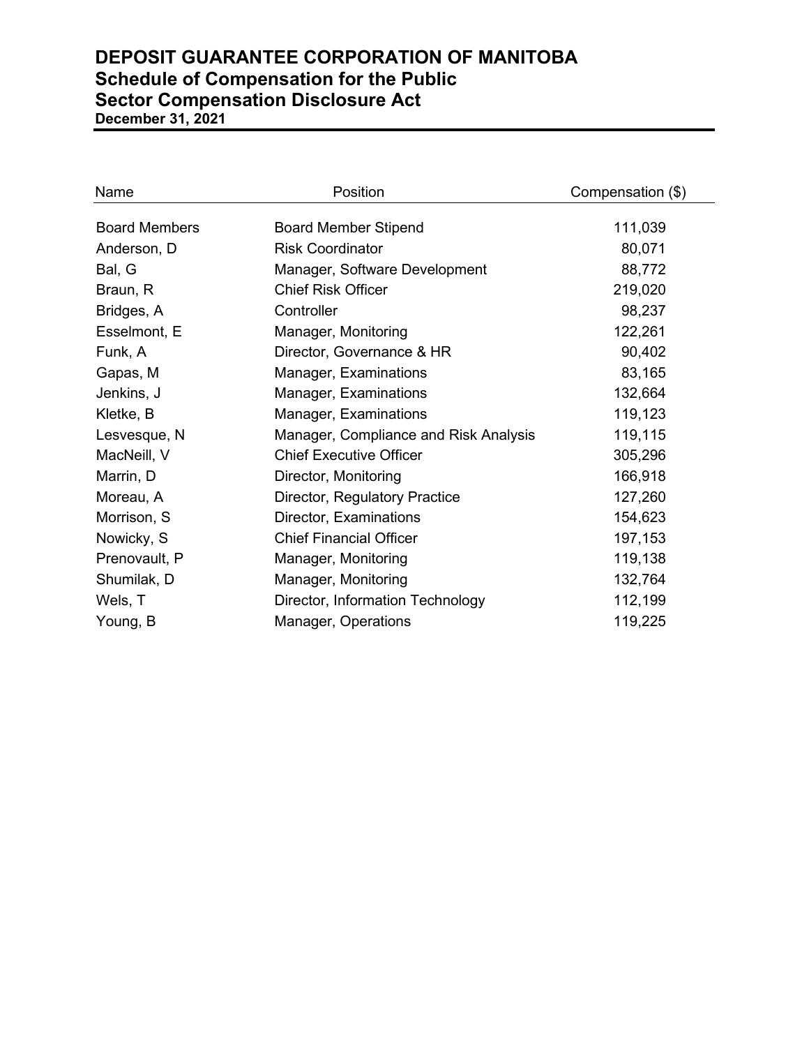# DEPOSIT GUARANTEE CORPORATION OF MANITOBA
## Schedule of Compensation for the Public Sector Compensation Disclosure Act
**December 31, 2021**

| Name | Position | Compensation ($) |
|---|---|---|
| Board Members | Board Member Stipend | 111,039 |
| Anderson, D | Risk Coordinator | 80,071 |
| Bal, G | Manager, Software Development | 88,772 |
| Braun, R | Chief Risk Officer | 219,020 |
| Bridges, A | Controller | 98,237 |
| Esselmont, E | Manager, Monitoring | 122,261 |
| Funk, A | Director, Governance & HR | 90,402 |
| Gapas, M | Manager, Examinations | 83,165 |
| Jenkins, J | Manager, Examinations | 132,664 |
| Kletke, B | Manager, Examinations | 119,123 |
| Lesvesque, N | Manager, Compliance and Risk Analysis | 119,115 |
| MacNeill, V | Chief Executive Officer | 305,296 |
| Marrin, D | Director, Monitoring | 166,918 |
| Moreau, A | Director, Regulatory Practice | 127,260 |
| Morrison, S | Director, Examinations | 154,623 |
| Nowicky, S | Chief Financial Officer | 197,153 |
| Prenovault, P | Manager, Monitoring | 119,138 |
| Shumilak, D | Manager, Monitoring | 132,764 |
| Wels, T | Director, Information Technology | 112,199 |
| Young, B | Manager, Operations | 119,225 |